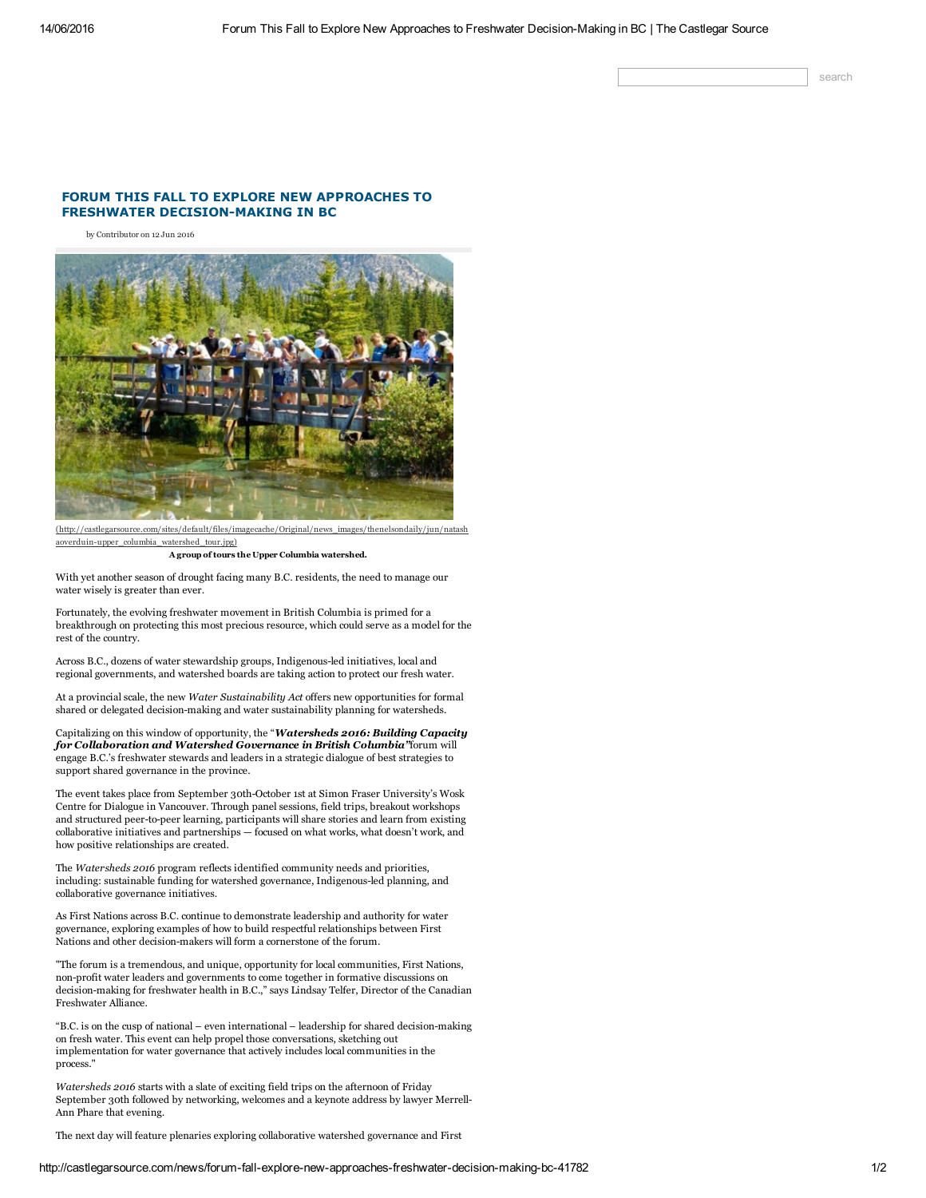# FORUM THIS FALL TO EXPLORE NEW APPROACHES TO FRESHWATER DECISION-MAKING IN BC

by Contributor on 12 Jun 2016

(http://castlegarsource.com/sites/default/files/imagecache/Original/news_images/thenelsondaily/jun/natashaoverduin-upper_columbia_watershed_tour.jpg)

**A group of tours the Upper Columbia watershed.**

With yet another season of drought facing many B.C. residents, the need to manage our water wisely is greater than ever.

Fortunately, the evolving freshwater movement in British Columbia is primed for a breakthrough on protecting this most precious resource, which could serve as a model for the rest of the country.

Across B.C., dozens of water stewardship groups, Indigenous-led initiatives, local and regional governments, and watershed boards are taking action to protect our fresh water.

At a provincial scale, the new *Water Sustainability Act* offers new opportunities for formal shared or delegated decision-making and water sustainability planning for watersheds.

Capitalizing on this window of opportunity, the "***Watersheds 2016: Building Capacity for Collaboration and Watershed Governance in British Columbia"***forum will engage B.C.'s freshwater stewards and leaders in a strategic dialogue of best strategies to support shared governance in the province.

The event takes place from September 30th-October 1st at Simon Fraser University's Wosk Centre for Dialogue in Vancouver. Through panel sessions, field trips, breakout workshops and structured peer-to-peer learning, participants will share stories and learn from existing collaborative initiatives and partnerships — focused on what works, what doesn't work, and how positive relationships are created.

The *Watersheds 2016* program reflects identified community needs and priorities, including: sustainable funding for watershed governance, Indigenous-led planning, and collaborative governance initiatives.

As First Nations across B.C. continue to demonstrate leadership and authority for water governance, exploring examples of how to build respectful relationships between First Nations and other decision-makers will form a cornerstone of the forum.

"The forum is a tremendous, and unique, opportunity for local communities, First Nations, non-profit water leaders and governments to come together in formative discussions on decision-making for freshwater health in B.C.," says Lindsay Telfer, Director of the Canadian Freshwater Alliance.

"B.C. is on the cusp of national – even international – leadership for shared decision-making on fresh water. This event can help propel those conversations, sketching out implementation for water governance that actively includes local communities in the process."

*Watersheds 2016* starts with a slate of exciting field trips on the afternoon of Friday September 30th followed by networking, welcomes and a keynote address by lawyer Merrell-Ann Phare that evening.

The next day will feature plenaries exploring collaborative watershed governance and First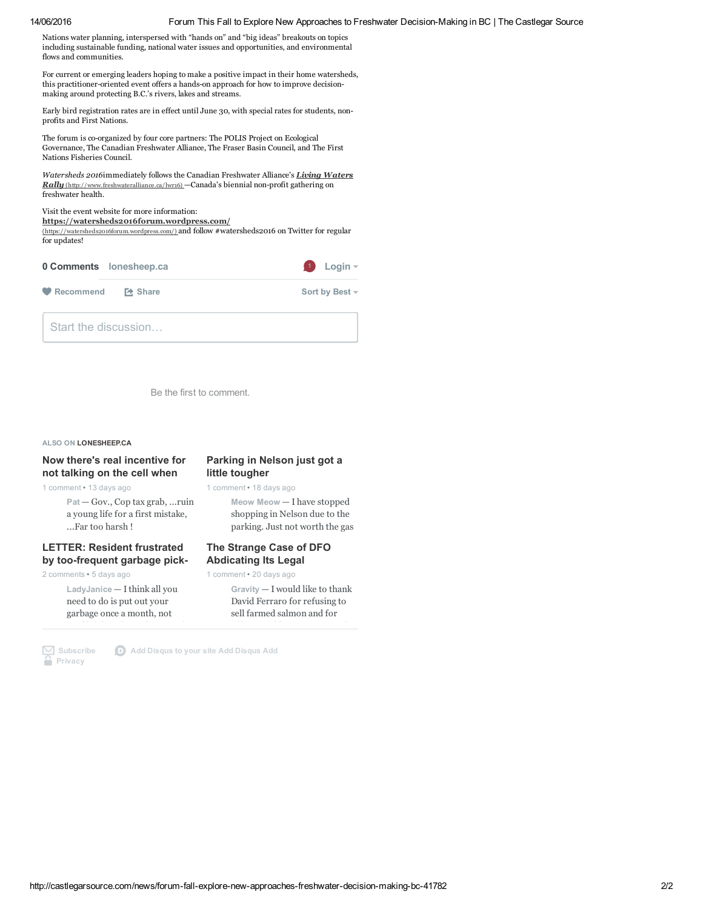Nations water planning, interspersed with "hands on" and "big ideas" breakouts on topics including sustainable funding, national water issues and opportunities, and environmental flows and communities.

For current or emerging leaders hoping to make a positive impact in their home watersheds, this practitioner-oriented event offers a hands-on approach for how to improve decision-making around protecting B.C.'s rivers, lakes and streams.

Early bird registration rates are in effect until June 30, with special rates for students, non-profits and First Nations.

The forum is co-organized by four core partners: The POLIS Project on Ecological Governance, The Canadian Freshwater Alliance, The Fraser Basin Council, and The First Nations Fisheries Council.

*Watersheds 2016*immediately follows the Canadian Freshwater Alliance's ***Living Waters Rally*** (http://www.freshwateralliance.ca/lwr16) —Canada's biennial non-profit gathering on freshwater health.

Visit the event website for more information: **https://watersheds2016forum.wordpress.com/** (https://watersheds2016forum.wordpress.com/) and follow #watersheds2016 on Twitter for regular for updates!

**0 Comments** lonesheep.ca

1 Login

Recommend Share Sort by Best

Start the discussion…

Be the first to comment.

ALSO ON **LONESHEEP.CA**

**Now there's real incentive for not talking on the cell when**

1 comment • 13 days ago

Pat — Gov., Cop tax grab, ...ruin a young life for a first mistake, ...Far too harsh !

**Parking in Nelson just got a little tougher**

1 comment • 18 days ago

Meow Meow — I have stopped shopping in Nelson due to the parking. Just not worth the gas

**LETTER: Resident frustrated by too-frequent garbage pick-**

2 comments • 5 days ago

LadyJanice — I think all you need to do is put out your garbage once a month, not

**The Strange Case of DFO Abdicating Its Legal**

1 comment • 20 days ago

Gravity — I would like to thank David Ferraro for refusing to sell farmed salmon and for

Subscribe Add Disqus to your site Add Disqus Add Privacy